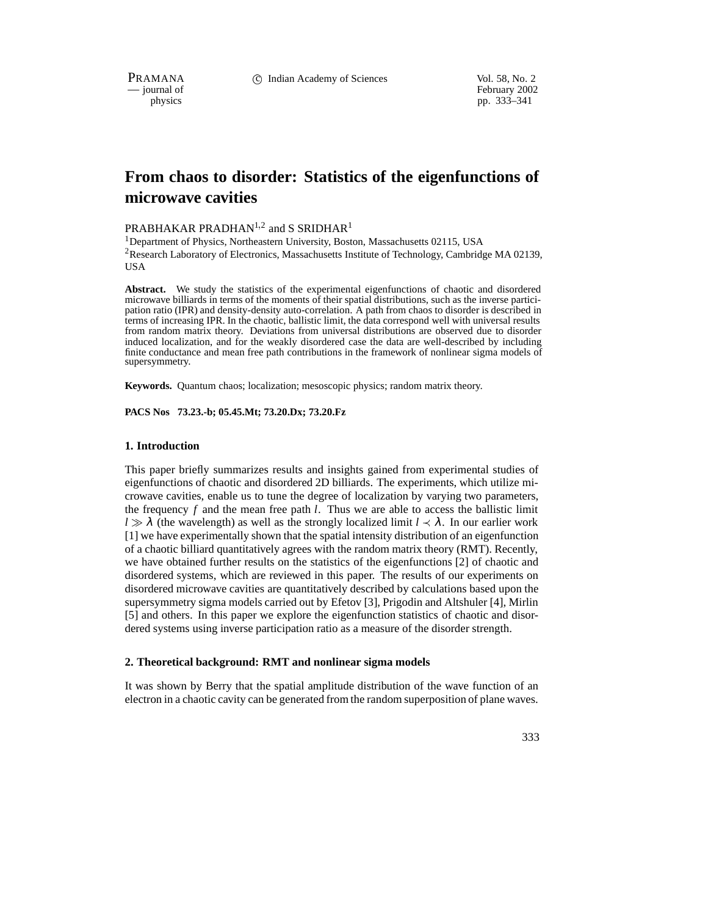# From chaos to disorder: Statistics of the eigenfunctions of microwave cavities

PRABHAKAR PRADHAN[1,2] and S SRIDHAR[1]

[1]Department of Physics, Northeastern University, Boston, Massachusetts 02115, USA

[2]Research Laboratory of Electronics, Massachusetts Institute of Technology, Cambridge MA 02139, USA

**Abstract.** We study the statistics of the experimental eigenfunctions of chaotic and disordered microwave billiards in terms of the moments of their spatial distributions, such as the inverse participation ratio (IPR) and density-density auto-correlation. A path from chaos to disorder is described in terms of increasing IPR. In the chaotic, ballistic limit, the data correspond well with universal results from random matrix theory. Deviations from universal distributions are observed due to disorder induced localization, and for the weakly disordered case the data are well-described by including finite conductance and mean free path contributions in the framework of nonlinear sigma models of supersymmetry.

**Keywords.** Quantum chaos; localization; mesoscopic physics; random matrix theory.

**PACS Nos** **73.23.-b; 05.45.Mt; 73.20.Dx; 73.20.Fz**

## 1. Introduction

This paper briefly summarizes results and insights gained from experimental studies of eigenfunctions of chaotic and disordered 2D billiards. The experiments, which utilize microwave cavities, enable us to tune the degree of localization by varying two parameters, the frequency $f$ and the mean free path $l$. Thus we are able to access the ballistic limit $l \gg \lambda$ (the wavelength) as well as the strongly localized limit $l \prec \lambda$. In our earlier work [1] we have experimentally shown that the spatial intensity distribution of an eigenfunction of a chaotic billiard quantitatively agrees with the random matrix theory (RMT). Recently, we have obtained further results on the statistics of the eigenfunctions [2] of chaotic and disordered systems, which are reviewed in this paper. The results of our experiments on disordered microwave cavities are quantitatively described by calculations based upon the supersymmetry sigma models carried out by Efetov [3], Prigodin and Altshuler [4], Mirlin [5] and others. In this paper we explore the eigenfunction statistics of chaotic and disordered systems using inverse participation ratio as a measure of the disorder strength.

## 2. Theoretical background: RMT and nonlinear sigma models

It was shown by Berry that the spatial amplitude distribution of the wave function of an electron in a chaotic cavity can be generated from the random superposition of plane waves.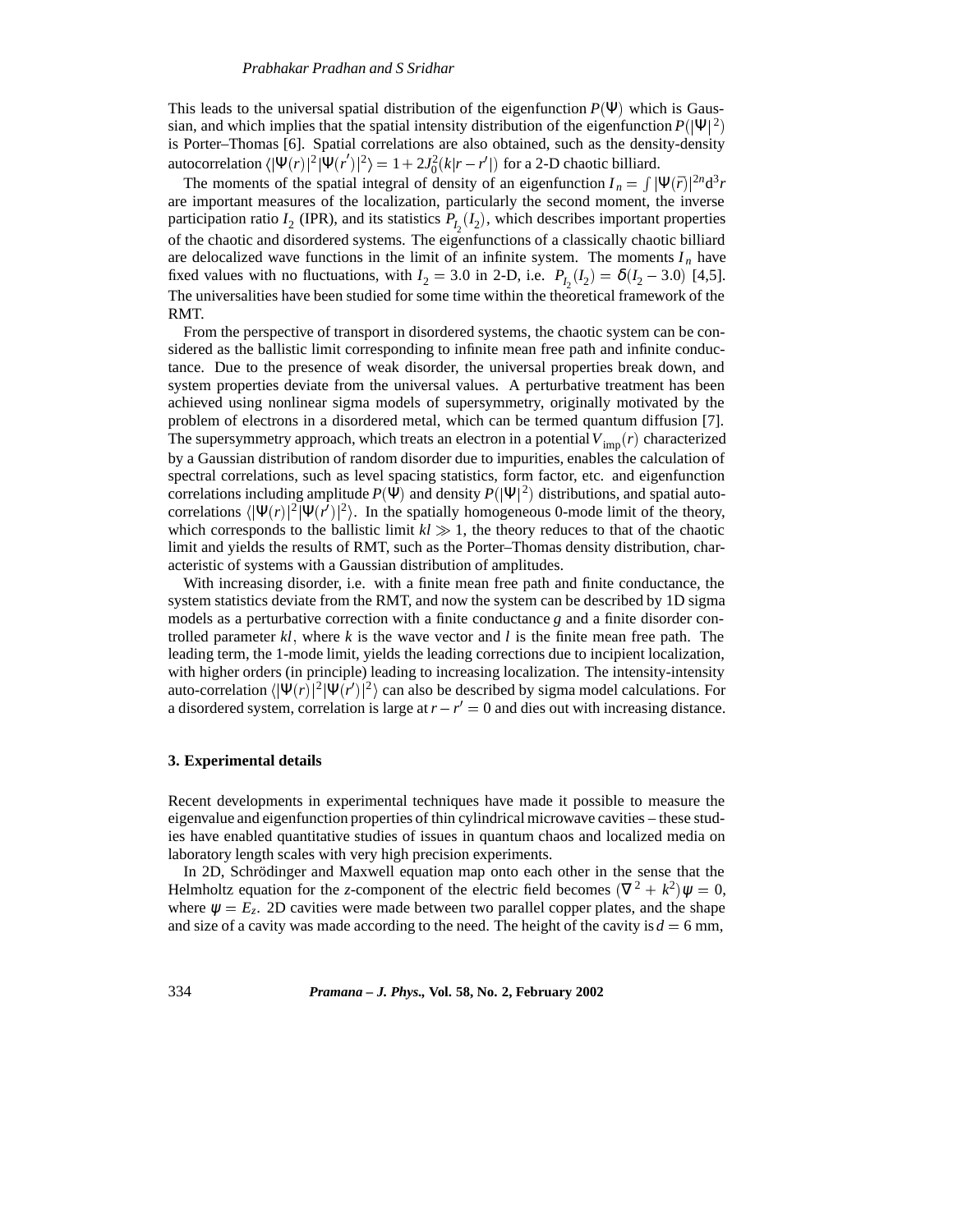This leads to the universal spatial distribution of the eigenfunction $P(\Psi)$ which is Gaussian, and which implies that the spatial intensity distribution of the eigenfunction $P(|\Psi|^2)$ is Porter–Thomas [6]. Spatial correlations are also obtained, such as the density-density autocorrelation $\langle|\Psi(r)|^2|\Psi(r')|^2\rangle = 1 + 2J_0^2(k|r-r'|)$ for a 2-D chaotic billiard.

The moments of the spatial integral of density of an eigenfunction $I_n = \int|\Psi(\bar{r})|^{2n}\mathrm{d}^3r$ are important measures of the localization, particularly the second moment, the inverse participation ratio $I_2$ (IPR), and its statistics $P_{I_2}(I_2)$, which describes important properties of the chaotic and disordered systems. The eigenfunctions of a classically chaotic billiard are delocalized wave functions in the limit of an infinite system. The moments $I_n$ have fixed values with no fluctuations, with $I_2 = 3.0$ in 2-D, i.e. $P_{I_2}(I_2) = \delta(I_2 - 3.0)$ [4,5]. The universalities have been studied for some time within the theoretical framework of the RMT.

From the perspective of transport in disordered systems, the chaotic system can be considered as the ballistic limit corresponding to infinite mean free path and infinite conductance. Due to the presence of weak disorder, the universal properties break down, and system properties deviate from the universal values. A perturbative treatment has been achieved using nonlinear sigma models of supersymmetry, originally motivated by the problem of electrons in a disordered metal, which can be termed quantum diffusion [7]. The supersymmetry approach, which treats an electron in a potential $V_{\mathrm{imp}}(r)$ characterized by a Gaussian distribution of random disorder due to impurities, enables the calculation of spectral correlations, such as level spacing statistics, form factor, etc. and eigenfunction correlations including amplitude $P(\Psi)$ and density $P(|\Psi|^2)$ distributions, and spatial autocorrelations $\langle|\Psi(r)|^2|\Psi(r')|^2\rangle$. In the spatially homogeneous 0-mode limit of the theory, which corresponds to the ballistic limit $kl \gg 1$, the theory reduces to that of the chaotic limit and yields the results of RMT, such as the Porter–Thomas density distribution, characteristic of systems with a Gaussian distribution of amplitudes.

With increasing disorder, i.e. with a finite mean free path and finite conductance, the system statistics deviate from the RMT, and now the system can be described by 1D sigma models as a perturbative correction with a finite conductance $g$ and a finite disorder controlled parameter $kl$, where $k$ is the wave vector and $l$ is the finite mean free path. The leading term, the 1-mode limit, yields the leading corrections due to incipient localization, with higher orders (in principle) leading to increasing localization. The intensity-intensity auto-correlation $\langle|\Psi(r)|^2|\Psi(r')|^2\rangle$ can also be described by sigma model calculations. For a disordered system, correlation is large at $r - r' = 0$ and dies out with increasing distance.

## 3. Experimental details

Recent developments in experimental techniques have made it possible to measure the eigenvalue and eigenfunction properties of thin cylindrical microwave cavities – these studies have enabled quantitative studies of issues in quantum chaos and localized media on laboratory length scales with very high precision experiments.

In 2D, Schrödinger and Maxwell equation map onto each other in the sense that the Helmholtz equation for the $z$-component of the electric field becomes $(\nabla^2 + k^2)\psi = 0$, where $\psi = E_z$. 2D cavities were made between two parallel copper plates, and the shape and size of a cavity was made according to the need. The height of the cavity is $d = 6$ mm,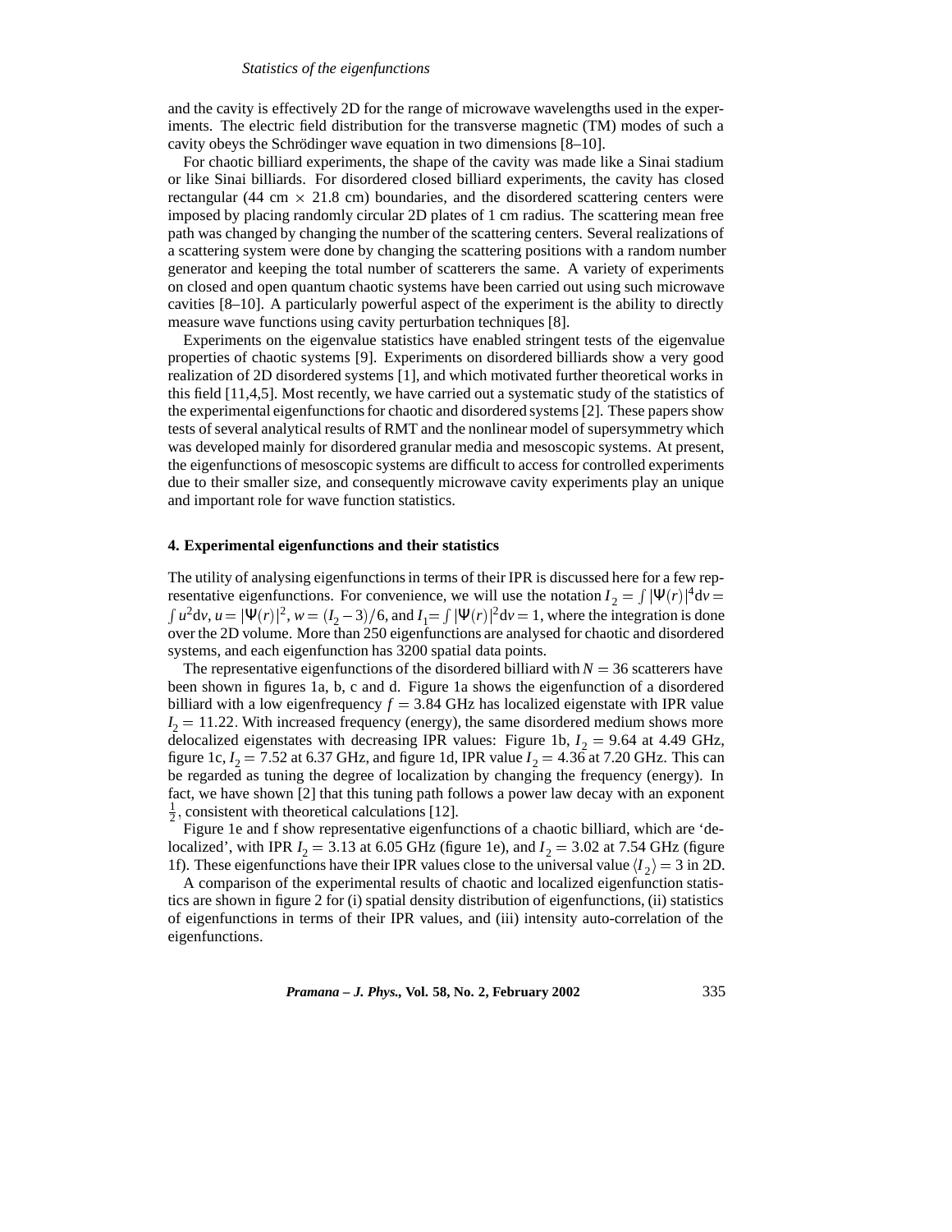and the cavity is effectively 2D for the range of microwave wavelengths used in the experiments. The electric field distribution for the transverse magnetic (TM) modes of such a cavity obeys the Schrödinger wave equation in two dimensions [8–10].

For chaotic billiard experiments, the shape of the cavity was made like a Sinai stadium or like Sinai billiards. For disordered closed billiard experiments, the cavity has closed rectangular (44 cm $\times$ 21.8 cm) boundaries, and the disordered scattering centers were imposed by placing randomly circular 2D plates of 1 cm radius. The scattering mean free path was changed by changing the number of the scattering centers. Several realizations of a scattering system were done by changing the scattering positions with a random number generator and keeping the total number of scatterers the same. A variety of experiments on closed and open quantum chaotic systems have been carried out using such microwave cavities [8–10]. A particularly powerful aspect of the experiment is the ability to directly measure wave functions using cavity perturbation techniques [8].

Experiments on the eigenvalue statistics have enabled stringent tests of the eigenvalue properties of chaotic systems [9]. Experiments on disordered billiards show a very good realization of 2D disordered systems [1], and which motivated further theoretical works in this field [11,4,5]. Most recently, we have carried out a systematic study of the statistics of the experimental eigenfunctions for chaotic and disordered systems [2]. These papers show tests of several analytical results of RMT and the nonlinear model of supersymmetry which was developed mainly for disordered granular media and mesoscopic systems. At present, the eigenfunctions of mesoscopic systems are difficult to access for controlled experiments due to their smaller size, and consequently microwave cavity experiments play an unique and important role for wave function statistics.

## 4. Experimental eigenfunctions and their statistics

The utility of analysing eigenfunctions in terms of their IPR is discussed here for a few representative eigenfunctions. For convenience, we will use the notation $I_2 = \int |\Psi(r)|^4 \mathrm{d}v = \int u^2 \mathrm{d}v$, $u = |\Psi(r)|^2$, $w = (I_2 - 3)/6$, and $I_1 = \int |\Psi(r)|^2 \mathrm{d}v = 1$, where the integration is done over the 2D volume. More than 250 eigenfunctions are analysed for chaotic and disordered systems, and each eigenfunction has 3200 spatial data points.

The representative eigenfunctions of the disordered billiard with $N = 36$ scatterers have been shown in figures 1a, b, c and d. Figure 1a shows the eigenfunction of a disordered billiard with a low eigenfrequency $f = 3.84$ GHz has localized eigenstate with IPR value $I_2 = 11.22$. With increased frequency (energy), the same disordered medium shows more delocalized eigenstates with decreasing IPR values: Figure 1b, $I_2 = 9.64$ at 4.49 GHz, figure 1c, $I_2 = 7.52$ at 6.37 GHz, and figure 1d, IPR value $I_2 = 4.36$ at 7.20 GHz. This can be regarded as tuning the degree of localization by changing the frequency (energy). In fact, we have shown [2] that this tuning path follows a power law decay with an exponent $\frac{1}{2}$, consistent with theoretical calculations [12].

Figure 1e and f show representative eigenfunctions of a chaotic billiard, which are 'delocalized', with IPR $I_2 = 3.13$ at 6.05 GHz (figure 1e), and $I_2 = 3.02$ at 7.54 GHz (figure 1f). These eigenfunctions have their IPR values close to the universal value $\langle I_2 \rangle = 3$ in 2D.

A comparison of the experimental results of chaotic and localized eigenfunction statistics are shown in figure 2 for (i) spatial density distribution of eigenfunctions, (ii) statistics of eigenfunctions in terms of their IPR values, and (iii) intensity auto-correlation of the eigenfunctions.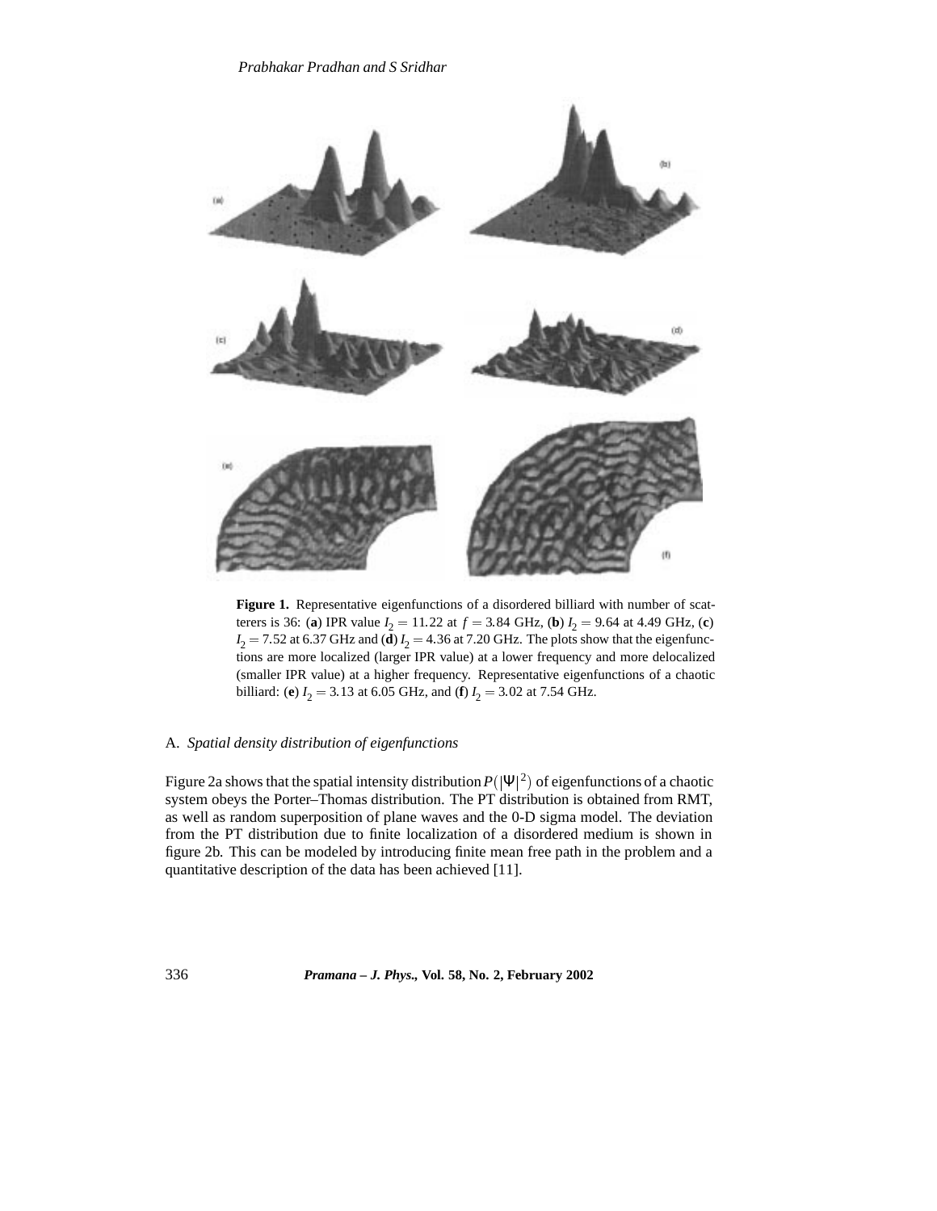(a)

(b)

(c)

(d)

(e)

(f)

**Figure 1.** Representative eigenfunctions of a disordered billiard with number of scatterers is 36: (**a**) IPR value $I_2 = 11.22$ at $f = 3.84$ GHz, (**b**) $I_2 = 9.64$ at 4.49 GHz, (**c**) $I_2 = 7.52$ at 6.37 GHz and (**d**) $I_2 = 4.36$ at 7.20 GHz. The plots show that the eigenfunctions are more localized (larger IPR value) at a lower frequency and more delocalized (smaller IPR value) at a higher frequency. Representative eigenfunctions of a chaotic billiard: (**e**) $I_2 = 3.13$ at 6.05 GHz, and (**f**) $I_2 = 3.02$ at 7.54 GHz.

A. *Spatial density distribution of eigenfunctions*

Figure 2a shows that the spatial intensity distribution $P(|\Psi|^2)$ of eigenfunctions of a chaotic system obeys the Porter–Thomas distribution. The PT distribution is obtained from RMT, as well as random superposition of plane waves and the 0-D sigma model. The deviation from the PT distribution due to finite localization of a disordered medium is shown in figure 2b. This can be modeled by introducing finite mean free path in the problem and a quantitative description of the data has been achieved [11].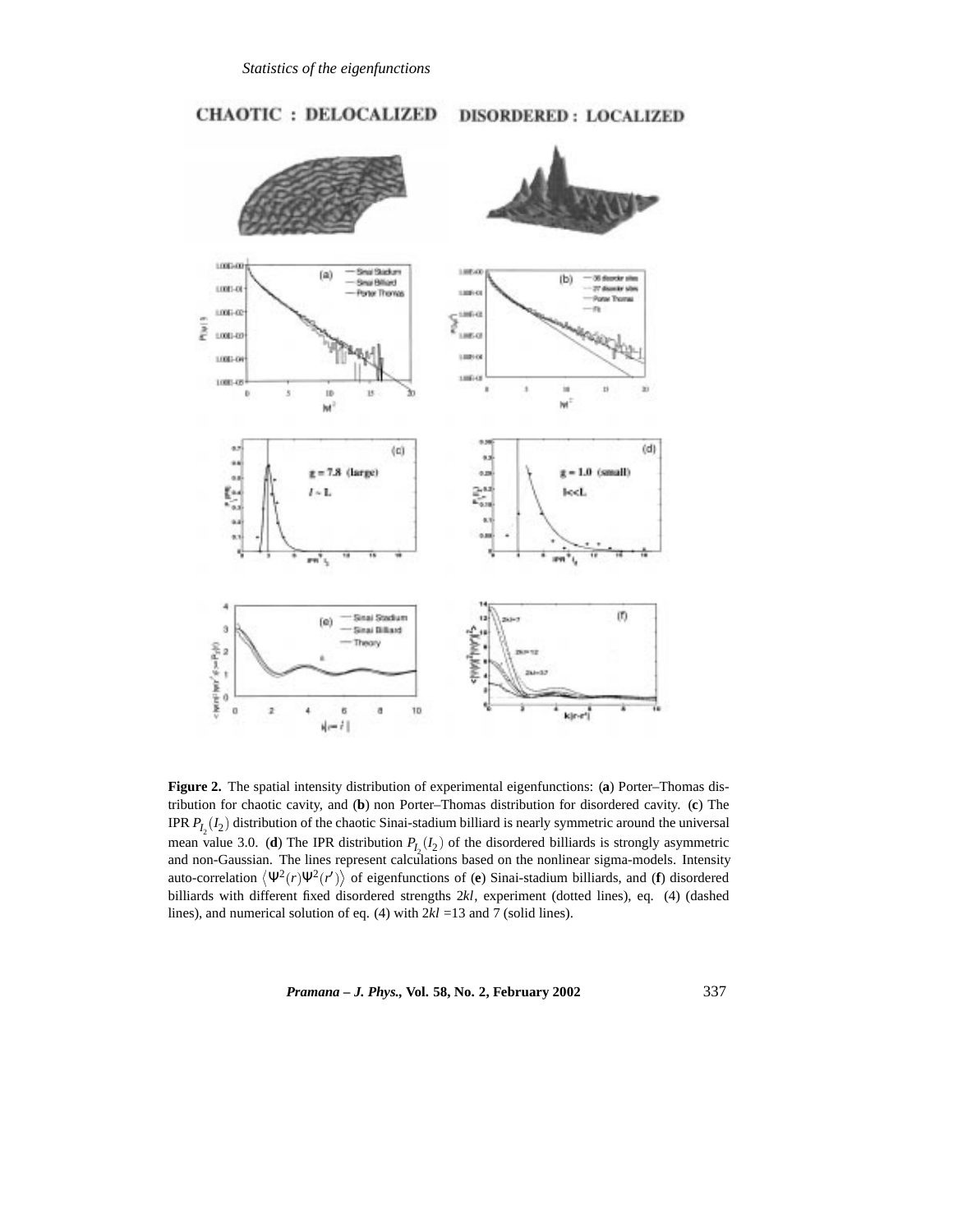CHAOTIC : DELOCALIZED

DISORDERED : LOCALIZED

(a)

Sinai Stadium
Sinai Billiard
Porter Thomas

(b)

36 disorder sites
27 disorder sites
Porter Thomas
Fit

(c)

g = 7.8 (large)

l ~ L

(d)

g = 1.0 (small)

l<<L

(e)

Sinai Stadium
Sinai Billiard
Theory

(f)

2kl=7

2kl=12

2kl=37

**Figure 2.** The spatial intensity distribution of experimental eigenfunctions: (**a**) Porter–Thomas distribution for chaotic cavity, and (**b**) non Porter–Thomas distribution for disordered cavity. (**c**) The IPR $P_{I_2}(I_2)$ distribution of the chaotic Sinai-stadium billiard is nearly symmetric around the universal mean value 3.0. (**d**) The IPR distribution $P_{I_2}(I_2)$ of the disordered billiards is strongly asymmetric and non-Gaussian. The lines represent calculations based on the nonlinear sigma-models. Intensity auto-correlation $\langle \Psi^2(r)\Psi^2(r')\rangle$ of eigenfunctions of (**e**) Sinai-stadium billiards, and (**f**) disordered billiards with different fixed disordered strengths $2kl$, experiment (dotted lines), eq. (4) (dashed lines), and numerical solution of eq. (4) with $2kl$ =13 and 7 (solid lines).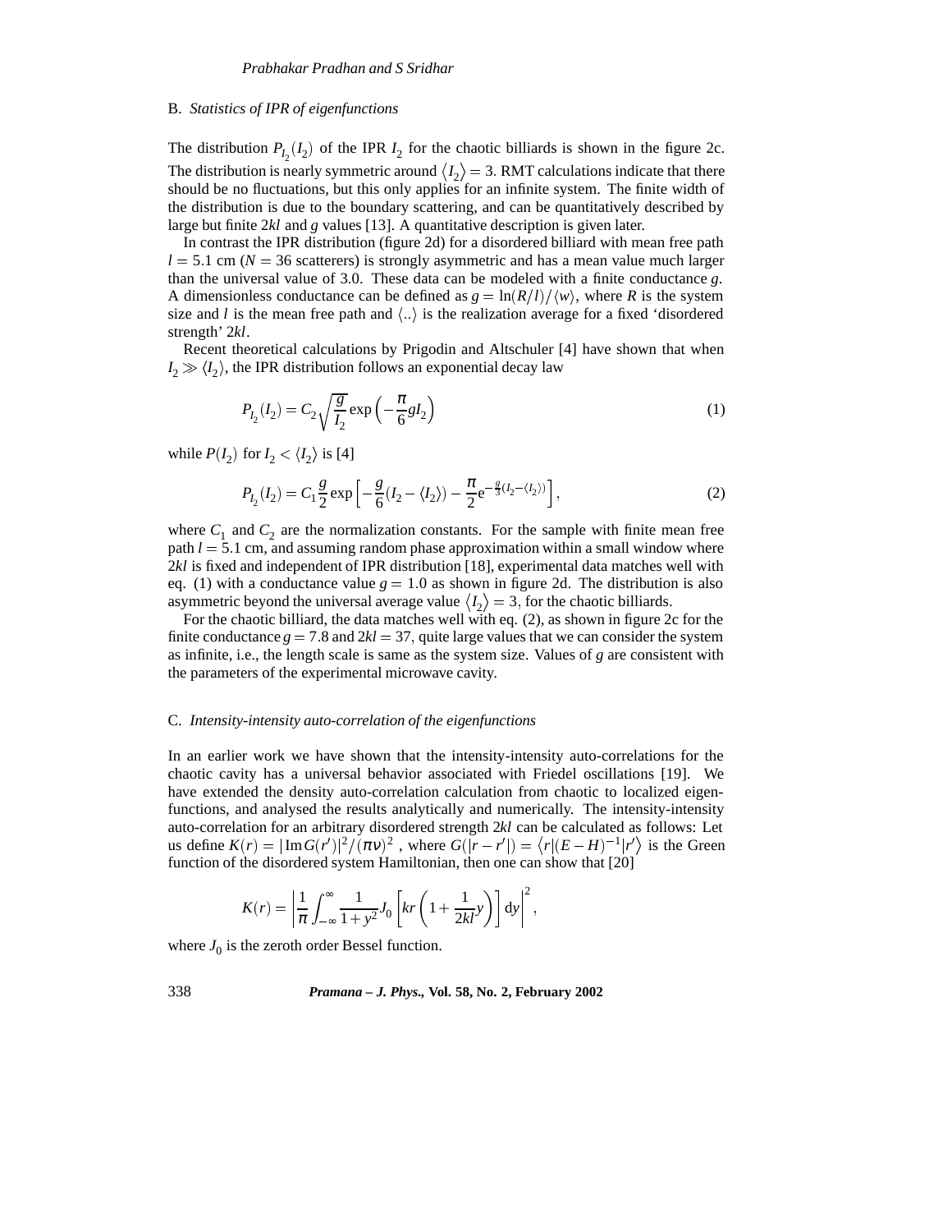### B. *Statistics of IPR of eigenfunctions*

The distribution $P_{I_2}(I_2)$ of the IPR $I_2$ for the chaotic billiards is shown in the figure 2c. The distribution is nearly symmetric around $\langle I_2 \rangle = 3$. RMT calculations indicate that there should be no fluctuations, but this only applies for an infinite system. The finite width of the distribution is due to the boundary scattering, and can be quantitatively described by large but finite $2kl$ and $g$ values [13]. A quantitative description is given later.

In contrast the IPR distribution (figure 2d) for a disordered billiard with mean free path $l = 5.1$ cm ($N = 36$ scatterers) is strongly asymmetric and has a mean value much larger than the universal value of 3.0. These data can be modeled with a finite conductance $g$. A dimensionless conductance can be defined as $g = \ln(R/l)/\langle w \rangle$, where $R$ is the system size and $l$ is the mean free path and $\langle .. \rangle$ is the realization average for a fixed 'disordered strength' $2kl$.

Recent theoretical calculations by Prigodin and Altschuler [4] have shown that when $I_2 \gg \langle I_2 \rangle$, the IPR distribution follows an exponential decay law

$$P_{I_2}(I_2) = C_2 \sqrt{\frac{g}{I_2}} \exp\left(-\frac{\pi}{6} g I_2\right) \tag{1}$$

while $P(I_2)$ for $I_2 < \langle I_2 \rangle$ is [4]

$$P_{I_2}(I_2) = C_1 \frac{g}{2} \exp\left[-\frac{g}{6}(I_2 - \langle I_2 \rangle) - \frac{\pi}{2} \mathrm{e}^{-\frac{g}{3}(I_2 - \langle I_2 \rangle)}\right], \tag{2}$$

where $C_1$ and $C_2$ are the normalization constants. For the sample with finite mean free path $l = 5.1$ cm, and assuming random phase approximation within a small window where $2kl$ is fixed and independent of IPR distribution [18], experimental data matches well with eq. (1) with a conductance value $g = 1.0$ as shown in figure 2d. The distribution is also asymmetric beyond the universal average value $\langle I_2 \rangle = 3$, for the chaotic billiards.

For the chaotic billiard, the data matches well with eq. (2), as shown in figure 2c for the finite conductance $g = 7.8$ and $2kl = 37$, quite large values that we can consider the system as infinite, i.e., the length scale is same as the system size. Values of $g$ are consistent with the parameters of the experimental microwave cavity.

### C. *Intensity-intensity auto-correlation of the eigenfunctions*

In an earlier work we have shown that the intensity-intensity auto-correlations for the chaotic cavity has a universal behavior associated with Friedel oscillations [19]. We have extended the density auto-correlation calculation from chaotic to localized eigenfunctions, and analysed the results analytically and numerically. The intensity-intensity auto-correlation for an arbitrary disordered strength $2kl$ can be calculated as follows: Let us define $K(r) = |\mathrm{Im}\, G(r')|^2/(\pi\nu)^2$, where $G(|r - r'|) = \langle r|(E - H)^{-1}|r' \rangle$ is the Green function of the disordered system Hamiltonian, then one can show that [20]

$$K(r) = \left| \frac{1}{\pi} \int_{-\infty}^{\infty} \frac{1}{1 + y^2} J_0\left[kr\left(1 + \frac{1}{2kl} y\right)\right] \mathrm{d}y \right|^2,$$

where $J_0$ is the zeroth order Bessel function.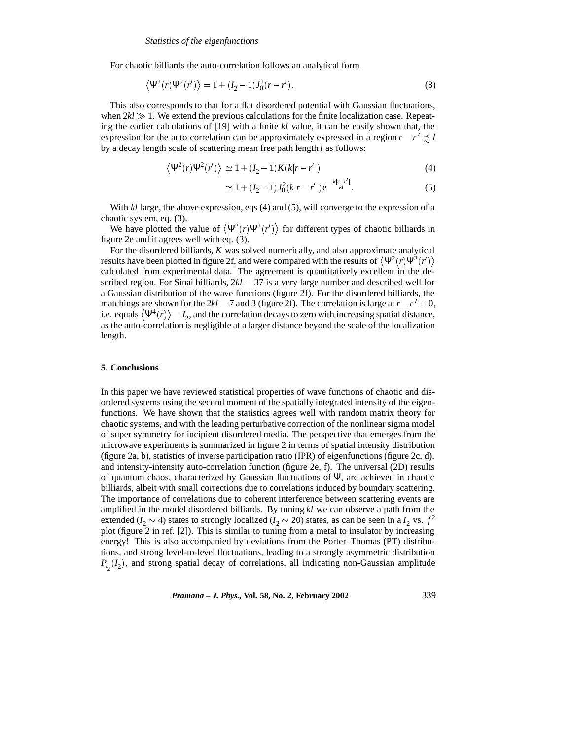For chaotic billiards the auto-correlation follows an analytical form

$$\left\langle \Psi^2(r)\Psi^2(r')\right\rangle = 1 + (I_2 - 1)J_0^2(r - r'). \tag{3}$$

This also corresponds to that for a flat disordered potential with Gaussian fluctuations, when $2kl \gg 1$. We extend the previous calculations for the finite localization case. Repeating the earlier calculations of [19] with a finite $kl$ value, it can be easily shown that, the expression for the auto correlation can be approximately expressed in a region $r - r' \precsim l$ by a decay length scale of scattering mean free path length $l$ as follows:

$$\left\langle \Psi^2(r)\Psi^2(r')\right\rangle \simeq 1 + (I_2 - 1)K(k|r - r'|) \tag{4}$$

$$\simeq 1 + (I_2 - 1)J_0^2(k|r - r'|)\mathrm{e}^{-\frac{k|r-r'|}{kl}}. \tag{5}$$

With $kl$ large, the above expression, eqs (4) and (5), will converge to the expression of a chaotic system, eq. (3).

We have plotted the value of $\left\langle \Psi^2(r)\Psi^2(r')\right\rangle$ for different types of chaotic billiards in figure 2e and it agrees well with eq. (3).

For the disordered billiards, $K$ was solved numerically, and also approximate analytical results have been plotted in figure 2f, and were compared with the results of $\left\langle \Psi^2(r)\Psi^2(r')\right\rangle$ calculated from experimental data. The agreement is quantitatively excellent in the described region. For Sinai billiards, $2kl = 37$ is a very large number and described well for a Gaussian distribution of the wave functions (figure 2f). For the disordered billiards, the matchings are shown for the $2kl = 7$ and 3 (figure 2f). The correlation is large at $r - r' = 0$, i.e. equals $\left\langle \Psi^4(r)\right\rangle = I_2$, and the correlation decays to zero with increasing spatial distance, as the auto-correlation is negligible at a larger distance beyond the scale of the localization length.

### 5. Conclusions

In this paper we have reviewed statistical properties of wave functions of chaotic and disordered systems using the second moment of the spatially integrated intensity of the eigenfunctions. We have shown that the statistics agrees well with random matrix theory for chaotic systems, and with the leading perturbative correction of the nonlinear sigma model of super symmetry for incipient disordered media. The perspective that emerges from the microwave experiments is summarized in figure 2 in terms of spatial intensity distribution (figure 2a, b), statistics of inverse participation ratio (IPR) of eigenfunctions (figure 2c, d), and intensity-intensity auto-correlation function (figure 2e, f). The universal (2D) results of quantum chaos, characterized by Gaussian fluctuations of $\Psi$, are achieved in chaotic billiards, albeit with small corrections due to correlations induced by boundary scattering. The importance of correlations due to coherent interference between scattering events are amplified in the model disordered billiards. By tuning $kl$ we can observe a path from the extended ($I_2 \sim 4$) states to strongly localized ($I_2 \sim 20$) states, as can be seen in a $I_2$ vs. $f^2$ plot (figure 2 in ref. [2]). This is similar to tuning from a metal to insulator by increasing energy! This is also accompanied by deviations from the Porter–Thomas (PT) distributions, and strong level-to-level fluctuations, leading to a strongly asymmetric distribution $P_{I_2}(I_2)$, and strong spatial decay of correlations, all indicating non-Gaussian amplitude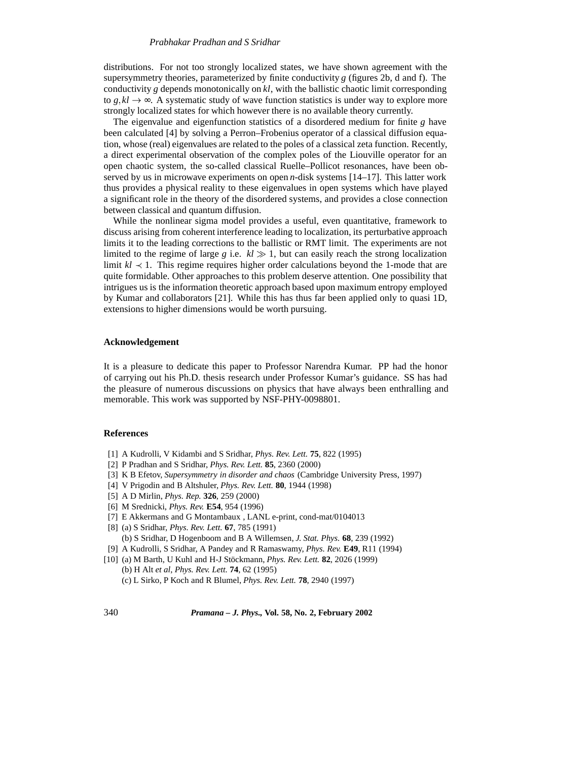distributions. For not too strongly localized states, we have shown agreement with the supersymmetry theories, parameterized by finite conductivity $g$ (figures 2b, d and f). The conductivity $g$ depends monotonically on $kl$, with the ballistic chaotic limit corresponding to $g, kl \to \infty$. A systematic study of wave function statistics is under way to explore more strongly localized states for which however there is no available theory currently.

The eigenvalue and eigenfunction statistics of a disordered medium for finite $g$ have been calculated [4] by solving a Perron–Frobenius operator of a classical diffusion equation, whose (real) eigenvalues are related to the poles of a classical zeta function. Recently, a direct experimental observation of the complex poles of the Liouville operator for an open chaotic system, the so-called classical Ruelle–Pollicot resonances, have been observed by us in microwave experiments on open $n$-disk systems [14–17]. This latter work thus provides a physical reality to these eigenvalues in open systems which have played a significant role in the theory of the disordered systems, and provides a close connection between classical and quantum diffusion.

While the nonlinear sigma model provides a useful, even quantitative, framework to discuss arising from coherent interference leading to localization, its perturbative approach limits it to the leading corrections to the ballistic or RMT limit. The experiments are not limited to the regime of large $g$ i.e. $kl \gg 1$, but can easily reach the strong localization limit $kl \prec 1$. This regime requires higher order calculations beyond the 1-mode that are quite formidable. Other approaches to this problem deserve attention. One possibility that intrigues us is the information theoretic approach based upon maximum entropy employed by Kumar and collaborators [21]. While this has thus far been applied only to quasi 1D, extensions to higher dimensions would be worth pursuing.

## Acknowledgement

It is a pleasure to dedicate this paper to Professor Narendra Kumar. PP had the honor of carrying out his Ph.D. thesis research under Professor Kumar's guidance. SS has had the pleasure of numerous discussions on physics that have always been enthralling and memorable. This work was supported by NSF-PHY-0098801.

## References

[1] A Kudrolli, V Kidambi and S Sridhar, *Phys. Rev. Lett.* **75**, 822 (1995)

[2] P Pradhan and S Sridhar, *Phys. Rev. Lett.* **85**, 2360 (2000)

[3] K B Efetov, *Supersymmetry in disorder and chaos* (Cambridge University Press, 1997)

[4] V Prigodin and B Altshuler, *Phys. Rev. Lett.* **80**, 1944 (1998)

[5] A D Mirlin, *Phys. Rep.* **326**, 259 (2000)

[6] M Srednicki, *Phys. Rev.* **E54**, 954 (1996)

[7] E Akkermans and G Montambaux , LANL e-print, cond-mat/0104013

[8] (a) S Sridhar, *Phys. Rev. Lett.* **67**, 785 (1991)
(b) S Sridhar, D Hogenboom and B A Willemsen, *J. Stat. Phys.* **68**, 239 (1992)

[9] A Kudrolli, S Sridhar, A Pandey and R Ramaswamy, *Phys. Rev.* **E49**, R11 (1994)

[10] (a) M Barth, U Kuhl and H-J Stöckmann, *Phys. Rev. Lett.* **82**, 2026 (1999)
(b) H Alt *et al*, *Phys. Rev. Lett.* **74**, 62 (1995)
(c) L Sirko, P Koch and R Blumel, *Phys. Rev. Lett.* **78**, 2940 (1997)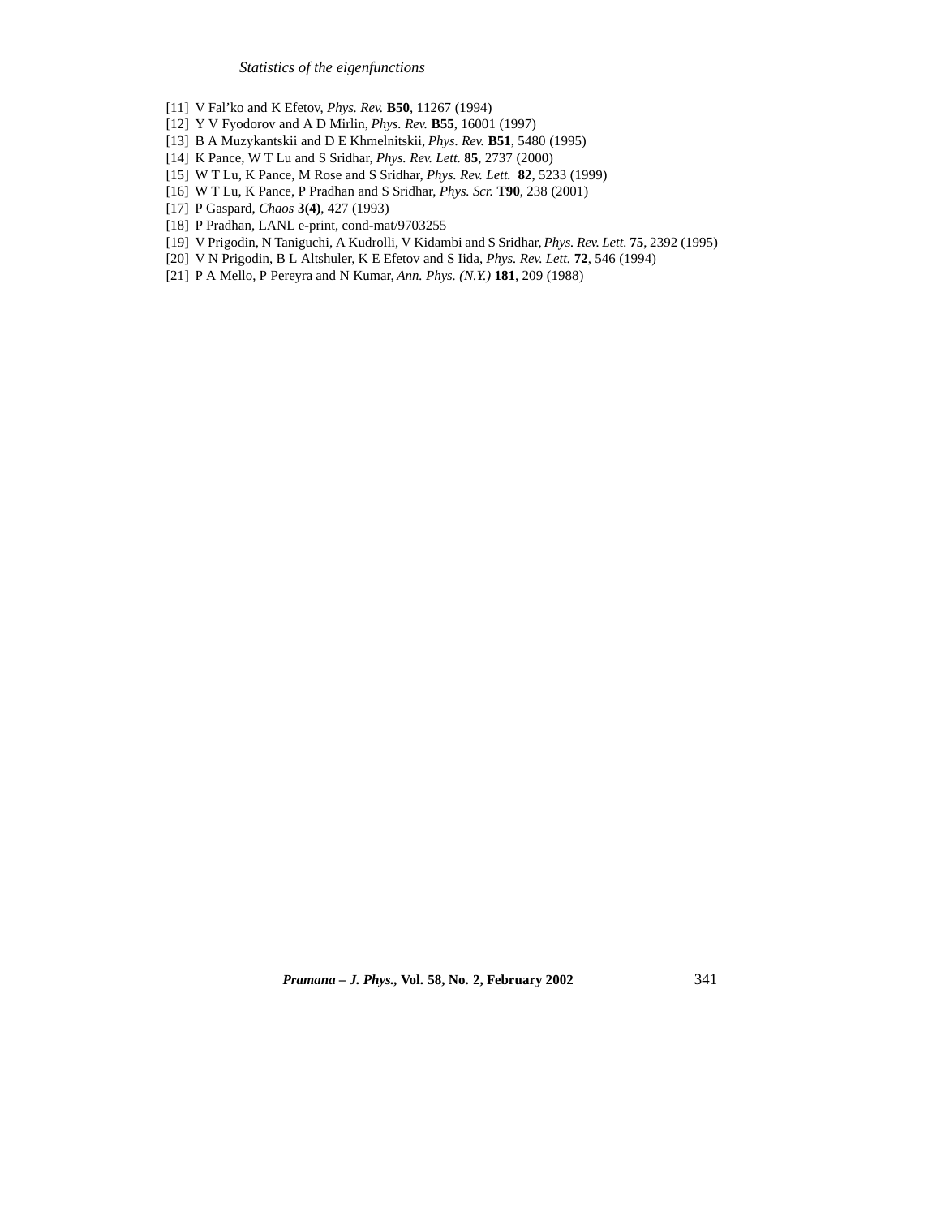[11] V Fal'ko and K Efetov, *Phys. Rev.* **B50**, 11267 (1994)
[12] Y V Fyodorov and A D Mirlin, *Phys. Rev.* **B55**, 16001 (1997)
[13] B A Muzykantskii and D E Khmelnitskii, *Phys. Rev.* **B51**, 5480 (1995)
[14] K Pance, W T Lu and S Sridhar, *Phys. Rev. Lett.* **85**, 2737 (2000)
[15] W T Lu, K Pance, M Rose and S Sridhar, *Phys. Rev. Lett.* **82**, 5233 (1999)
[16] W T Lu, K Pance, P Pradhan and S Sridhar, *Phys. Scr.* **T90**, 238 (2001)
[17] P Gaspard, *Chaos* **3(4)**, 427 (1993)
[18] P Pradhan, LANL e-print, cond-mat/9703255
[19] V Prigodin, N Taniguchi, A Kudrolli, V Kidambi and S Sridhar, *Phys. Rev. Lett.* **75**, 2392 (1995)
[20] V N Prigodin, B L Altshuler, K E Efetov and S Iida, *Phys. Rev. Lett.* **72**, 546 (1994)
[21] P A Mello, P Pereyra and N Kumar, *Ann. Phys. (N.Y.)* **181**, 209 (1988)